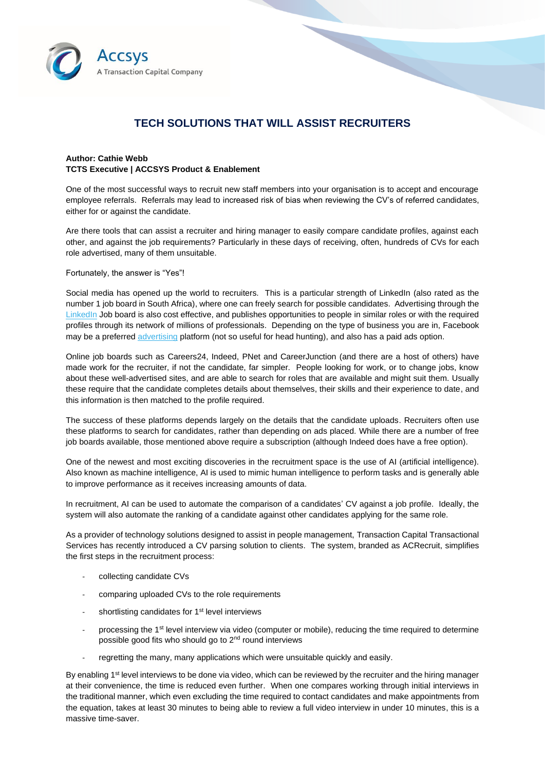Accsys
A Transaction Capital Company

# TECH SOLUTIONS THAT WILL ASSIST RECRUITERS

**Author: Cathie Webb**
**TCTS Executive | ACCSYS Product & Enablement**

One of the most successful ways to recruit new staff members into your organisation is to accept and encourage employee referrals. Referrals may lead to increased risk of bias when reviewing the CV's of referred candidates, either for or against the candidate.

Are there tools that can assist a recruiter and hiring manager to easily compare candidate profiles, against each other, and against the job requirements? Particularly in these days of receiving, often, hundreds of CVs for each role advertised, many of them unsuitable.

Fortunately, the answer is "Yes"!

Social media has opened up the world to recruiters. This is a particular strength of LinkedIn (also rated as the number 1 job board in South Africa), where one can freely search for possible candidates. Advertising through the LinkedIn Job board is also cost effective, and publishes opportunities to people in similar roles or with the required profiles through its network of millions of professionals. Depending on the type of business you are in, Facebook may be a preferred advertising platform (not so useful for head hunting), and also has a paid ads option.

Online job boards such as Careers24, Indeed, PNet and CareerJunction (and there are a host of others) have made work for the recruiter, if not the candidate, far simpler. People looking for work, or to change jobs, know about these well-advertised sites, and are able to search for roles that are available and might suit them. Usually these require that the candidate completes details about themselves, their skills and their experience to date, and this information is then matched to the profile required.

The success of these platforms depends largely on the details that the candidate uploads. Recruiters often use these platforms to search for candidates, rather than depending on ads placed. While there are a number of free job boards available, those mentioned above require a subscription (although Indeed does have a free option).

One of the newest and most exciting discoveries in the recruitment space is the use of AI (artificial intelligence). Also known as machine intelligence, AI is used to mimic human intelligence to perform tasks and is generally able to improve performance as it receives increasing amounts of data.

In recruitment, AI can be used to automate the comparison of a candidates' CV against a job profile. Ideally, the system will also automate the ranking of a candidate against other candidates applying for the same role.

As a provider of technology solutions designed to assist in people management, Transaction Capital Transactional Services has recently introduced a CV parsing solution to clients. The system, branded as ACRecruit, simplifies the first steps in the recruitment process:

- collecting candidate CVs
- comparing uploaded CVs to the role requirements
- shortlisting candidates for 1st level interviews
- processing the 1st level interview via video (computer or mobile), reducing the time required to determine possible good fits who should go to 2nd round interviews
- regretting the many, many applications which were unsuitable quickly and easily.

By enabling 1st level interviews to be done via video, which can be reviewed by the recruiter and the hiring manager at their convenience, the time is reduced even further. When one compares working through initial interviews in the traditional manner, which even excluding the time required to contact candidates and make appointments from the equation, takes at least 30 minutes to being able to review a full video interview in under 10 minutes, this is a massive time-saver.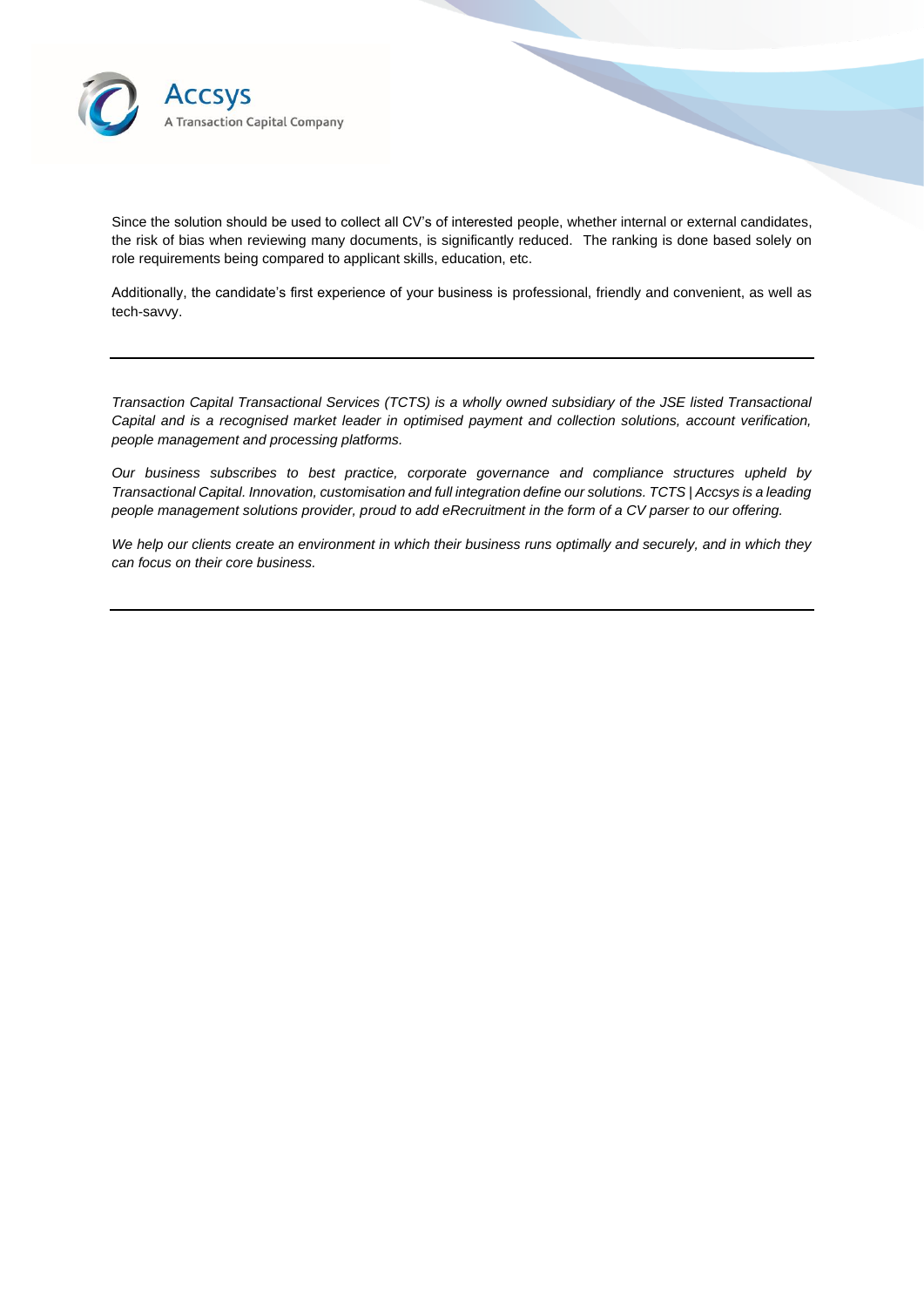Since the solution should be used to collect all CV's of interested people, whether internal or external candidates, the risk of bias when reviewing many documents, is significantly reduced. The ranking is done based solely on role requirements being compared to applicant skills, education, etc.

Additionally, the candidate's first experience of your business is professional, friendly and convenient, as well as tech-savvy.

---

*Transaction Capital Transactional Services (TCTS) is a wholly owned subsidiary of the JSE listed Transactional Capital and is a recognised market leader in optimised payment and collection solutions, account verification, people management and processing platforms.*

*Our business subscribes to best practice, corporate governance and compliance structures upheld by Transactional Capital. Innovation, customisation and full integration define our solutions. TCTS | Accsys is a leading people management solutions provider, proud to add eRecruitment in the form of a CV parser to our offering.*

*We help our clients create an environment in which their business runs optimally and securely, and in which they can focus on their core business.*

---